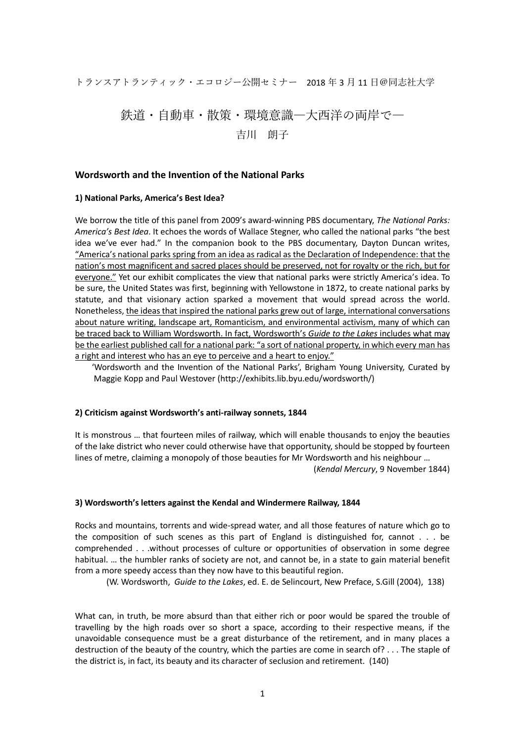トランスアトランティック・エコロジー公開セミナー　2018 年 3 月 11 日＠同志社大学

# 鉄道・自動車・散策・環境意識―大西洋の両岸で―

吉川　朗子

## Wordsworth and the Invention of the National Parks

### 1) National Parks, America's Best Idea?

We borrow the title of this panel from 2009's award-winning PBS documentary, *The National Parks: America's Best Idea*. It echoes the words of Wallace Stegner, who called the national parks "the best idea we've ever had." In the companion book to the PBS documentary, Dayton Duncan writes, <u>"America's national parks spring from an idea as radical as the Declaration of Independence: that the nation's most magnificent and sacred places should be preserved, not for royalty or the rich, but for everyone."</u> Yet our exhibit complicates the view that national parks were strictly America's idea. To be sure, the United States was first, beginning with Yellowstone in 1872, to create national parks by statute, and that visionary action sparked a movement that would spread across the world. Nonetheless, <u>the ideas that inspired the national parks grew out of large, international conversations about nature writing, landscape art, Romanticism, and environmental activism, many of which can be traced back to William Wordsworth. In fact, Wordsworth's *Guide to the Lakes* includes what may be the earliest published call for a national park: "a sort of national property, in which every man has a right and interest who has an eye to perceive and a heart to enjoy."</u>

'Wordsworth and the Invention of the National Parks', Brigham Young University, Curated by Maggie Kopp and Paul Westover (http://exhibits.lib.byu.edu/wordsworth/)

### 2) Criticism against Wordsworth's anti-railway sonnets, 1844

It is monstrous … that fourteen miles of railway, which will enable thousands to enjoy the beauties of the lake district who never could otherwise have that opportunity, should be stopped by fourteen lines of metre, claiming a monopoly of those beauties for Mr Wordsworth and his neighbour …

(*Kendal Mercury*, 9 November 1844)

### 3) Wordsworth's letters against the Kendal and Windermere Railway, 1844

Rocks and mountains, torrents and wide-spread water, and all those features of nature which go to the composition of such scenes as this part of England is distinguished for, cannot . . . be comprehended . . .without processes of culture or opportunities of observation in some degree habitual. … the humbler ranks of society are not, and cannot be, in a state to gain material benefit from a more speedy access than they now have to this beautiful region.

(W. Wordsworth, *Guide to the Lakes*, ed. E. de Selincourt, New Preface, S.Gill (2004), 138)

What can, in truth, be more absurd than that either rich or poor would be spared the trouble of travelling by the high roads over so short a space, according to their respective means, if the unavoidable consequence must be a great disturbance of the retirement, and in many places a destruction of the beauty of the country, which the parties are come in search of? . . . The staple of the district is, in fact, its beauty and its character of seclusion and retirement. (140)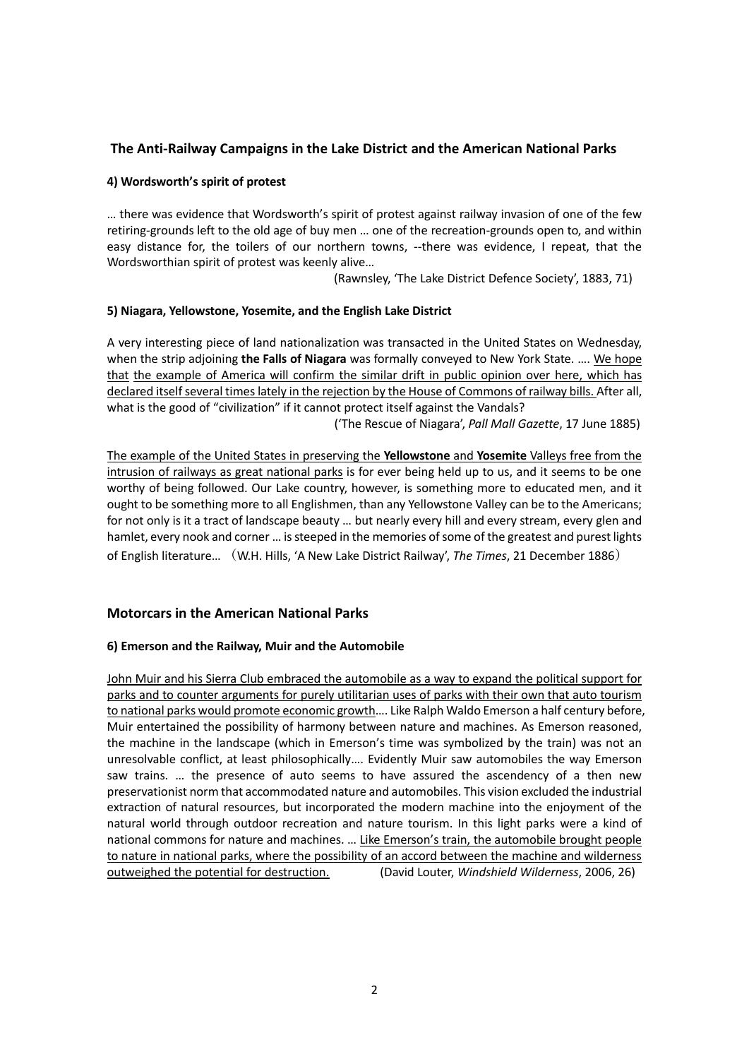## The Anti-Railway Campaigns in the Lake District and the American National Parks

### 4) Wordsworth's spirit of protest

… there was evidence that Wordsworth's spirit of protest against railway invasion of one of the few retiring-grounds left to the old age of buy men … one of the recreation-grounds open to, and within easy distance for, the toilers of our northern towns, --there was evidence, I repeat, that the Wordsworthian spirit of protest was keenly alive…

(Rawnsley, 'The Lake District Defence Society', 1883, 71)

### 5) Niagara, Yellowstone, Yosemite, and the English Lake District

A very interesting piece of land nationalization was transacted in the United States on Wednesday, when the strip adjoining **the Falls of Niagara** was formally conveyed to New York State. …. We hope that the example of America will confirm the similar drift in public opinion over here, which has declared itself several times lately in the rejection by the House of Commons of railway bills. After all, what is the good of "civilization" if it cannot protect itself against the Vandals?

('The Rescue of Niagara', *Pall Mall Gazette*, 17 June 1885)

The example of the United States in preserving the **Yellowstone** and **Yosemite** Valleys free from the intrusion of railways as great national parks is for ever being held up to us, and it seems to be one worthy of being followed. Our Lake country, however, is something more to educated men, and it ought to be something more to all Englishmen, than any Yellowstone Valley can be to the Americans; for not only is it a tract of landscape beauty … but nearly every hill and every stream, every glen and hamlet, every nook and corner … is steeped in the memories of some of the greatest and purest lights of English literature… （W.H. Hills, 'A New Lake District Railway', *The Times*, 21 December 1886）

## Motorcars in the American National Parks

### 6) Emerson and the Railway, Muir and the Automobile

John Muir and his Sierra Club embraced the automobile as a way to expand the political support for parks and to counter arguments for purely utilitarian uses of parks with their own that auto tourism to national parks would promote economic growth…. Like Ralph Waldo Emerson a half century before, Muir entertained the possibility of harmony between nature and machines. As Emerson reasoned, the machine in the landscape (which in Emerson's time was symbolized by the train) was not an unresolvable conflict, at least philosophically…. Evidently Muir saw automobiles the way Emerson saw trains. … the presence of auto seems to have assured the ascendency of a then new preservationist norm that accommodated nature and automobiles. This vision excluded the industrial extraction of natural resources, but incorporated the modern machine into the enjoyment of the natural world through outdoor recreation and nature tourism. In this light parks were a kind of national commons for nature and machines. … Like Emerson's train, the automobile brought people to nature in national parks, where the possibility of an accord between the machine and wilderness outweighed the potential for destruction. (David Louter, *Windshield Wilderness*, 2006, 26)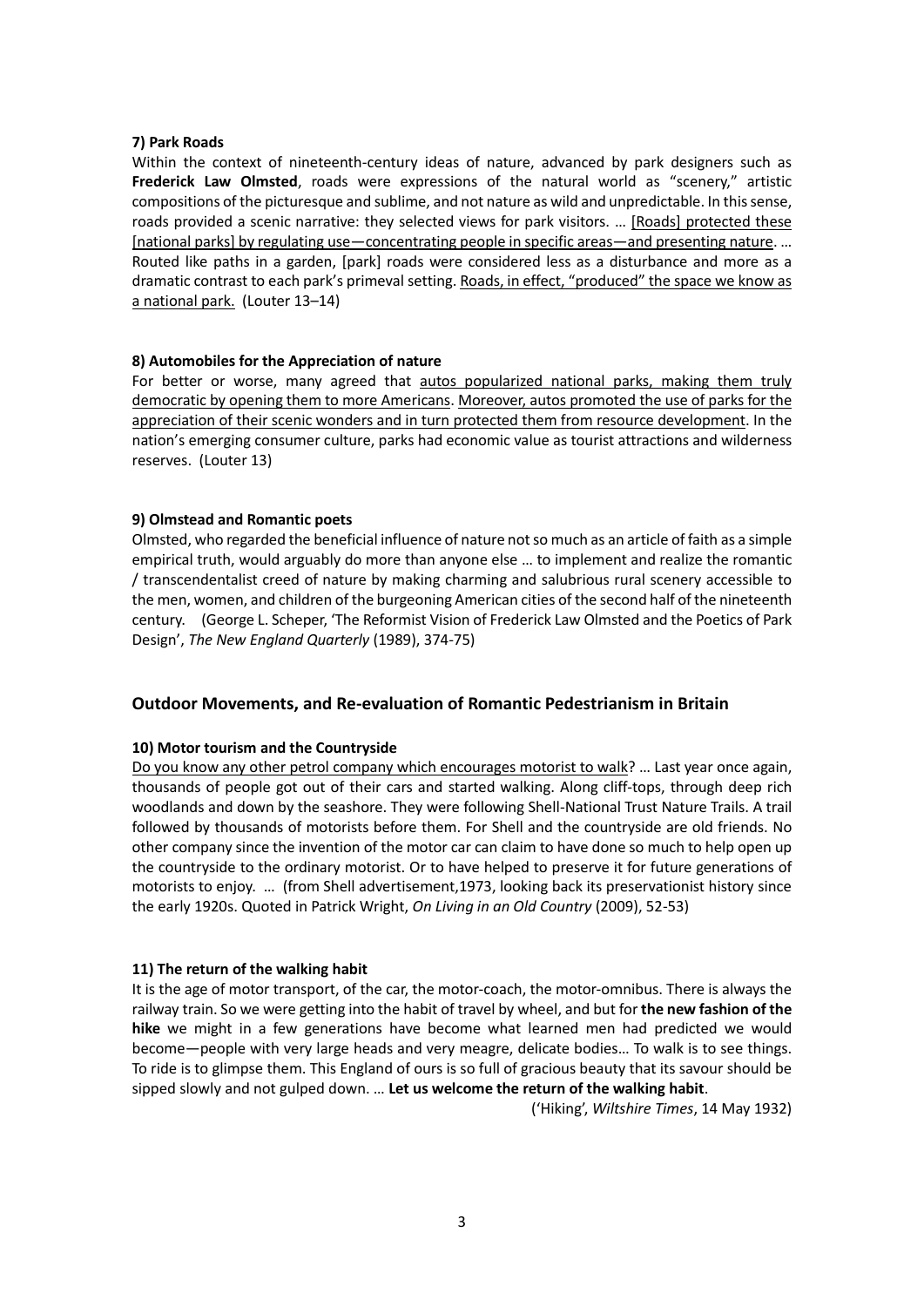**7) Park Roads**

Within the context of nineteenth-century ideas of nature, advanced by park designers such as **Frederick Law Olmsted**, roads were expressions of the natural world as "scenery," artistic compositions of the picturesque and sublime, and not nature as wild and unpredictable. In this sense, roads provided a scenic narrative: they selected views for park visitors. … <u>[Roads] protected these [national parks] by regulating use—concentrating people in specific areas—and presenting nature</u>. … Routed like paths in a garden, [park] roads were considered less as a disturbance and more as a dramatic contrast to each park's primeval setting. <u>Roads, in effect, "produced" the space we know as a national park.</u> (Louter 13–14)

**8) Automobiles for the Appreciation of nature**

For better or worse, many agreed that <u>autos popularized national parks, making them truly democratic by opening them to more Americans</u>. <u>Moreover, autos promoted the use of parks for the appreciation of their scenic wonders and in turn protected them from resource development</u>. In the nation's emerging consumer culture, parks had economic value as tourist attractions and wilderness reserves. (Louter 13)

**9) Olmstead and Romantic poets**

Olmsted, who regarded the beneficial influence of nature not so much as an article of faith as a simple empirical truth, would arguably do more than anyone else … to implement and realize the romantic / transcendentalist creed of nature by making charming and salubrious rural scenery accessible to the men, women, and children of the burgeoning American cities of the second half of the nineteenth century. (George L. Scheper, 'The Reformist Vision of Frederick Law Olmsted and the Poetics of Park Design', *The New England Quarterly* (1989), 374-75)

## Outdoor Movements, and Re-evaluation of Romantic Pedestrianism in Britain

**10) Motor tourism and the Countryside**

<u>Do you know any other petrol company which encourages motorist to walk</u>? … Last year once again, thousands of people got out of their cars and started walking. Along cliff-tops, through deep rich woodlands and down by the seashore. They were following Shell-National Trust Nature Trails. A trail followed by thousands of motorists before them. For Shell and the countryside are old friends. No other company since the invention of the motor car can claim to have done so much to help open up the countryside to the ordinary motorist. Or to have helped to preserve it for future generations of motorists to enjoy. … (from Shell advertisement,1973, looking back its preservationist history since the early 1920s. Quoted in Patrick Wright, *On Living in an Old Country* (2009), 52-53)

**11) The return of the walking habit**

It is the age of motor transport, of the car, the motor-coach, the motor-omnibus. There is always the railway train. So we were getting into the habit of travel by wheel, and but for **the new fashion of the hike** we might in a few generations have become what learned men had predicted we would become—people with very large heads and very meagre, delicate bodies… To walk is to see things. To ride is to glimpse them. This England of ours is so full of gracious beauty that its savour should be sipped slowly and not gulped down. … **Let us welcome the return of the walking habit**.

('Hiking', *Wiltshire Times*, 14 May 1932)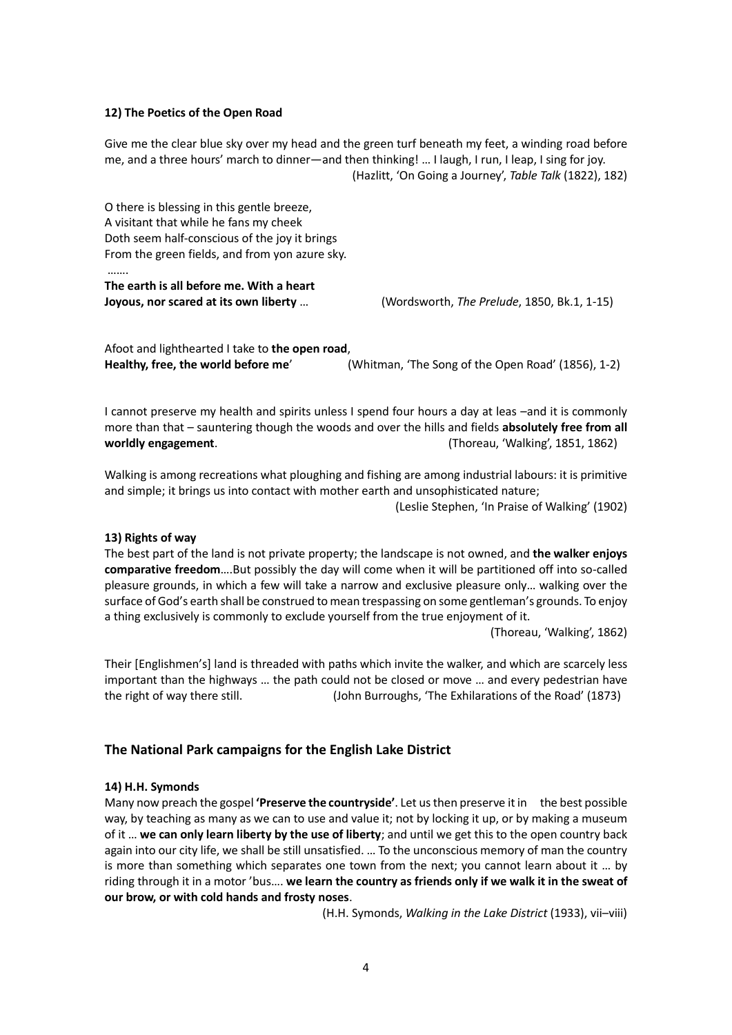#### 12) The Poetics of the Open Road

Give me the clear blue sky over my head and the green turf beneath my feet, a winding road before me, and a three hours' march to dinner—and then thinking! … I laugh, I run, I leap, I sing for joy.
(Hazlitt, 'On Going a Journey', *Table Talk* (1822), 182)

O there is blessing in this gentle breeze,
A visitant that while he fans my cheek
Doth seem half-conscious of the joy it brings
From the green fields, and from yon azure sky.
…….
**The earth is all before me. With a heart**
**Joyous, nor scared at its own liberty** … (Wordsworth, *The Prelude*, 1850, Bk.1, 1-15)

Afoot and lighthearted I take to **the open road**,
**Healthy, free, the world before me**' (Whitman, 'The Song of the Open Road' (1856), 1-2)

I cannot preserve my health and spirits unless I spend four hours a day at leas –and it is commonly more than that – sauntering though the woods and over the hills and fields **absolutely free from all worldly engagement**. (Thoreau, 'Walking', 1851, 1862)

Walking is among recreations what ploughing and fishing are among industrial labours: it is primitive and simple; it brings us into contact with mother earth and unsophisticated nature;
(Leslie Stephen, 'In Praise of Walking' (1902)

#### 13) Rights of way

The best part of the land is not private property; the landscape is not owned, and **the walker enjoys comparative freedom**….But possibly the day will come when it will be partitioned off into so-called pleasure grounds, in which a few will take a narrow and exclusive pleasure only… walking over the surface of God's earth shall be construed to mean trespassing on some gentleman's grounds. To enjoy a thing exclusively is commonly to exclude yourself from the true enjoyment of it.
(Thoreau, 'Walking', 1862)

Their [Englishmen's] land is threaded with paths which invite the walker, and which are scarcely less important than the highways … the path could not be closed or move … and every pedestrian have the right of way there still. (John Burroughs, 'The Exhilarations of the Road' (1873)

## The National Park campaigns for the English Lake District

#### 14) H.H. Symonds

Many now preach the gospel **'Preserve the countryside'**. Let us then preserve it in the best possible way, by teaching as many as we can to use and value it; not by locking it up, or by making a museum of it … **we can only learn liberty by the use of liberty**; and until we get this to the open country back again into our city life, we shall be still unsatisfied. … To the unconscious memory of man the country is more than something which separates one town from the next; you cannot learn about it … by riding through it in a motor 'bus…. **we learn the country as friends only if we walk it in the sweat of our brow, or with cold hands and frosty noses**.
(H.H. Symonds, *Walking in the Lake District* (1933), vii–viii)